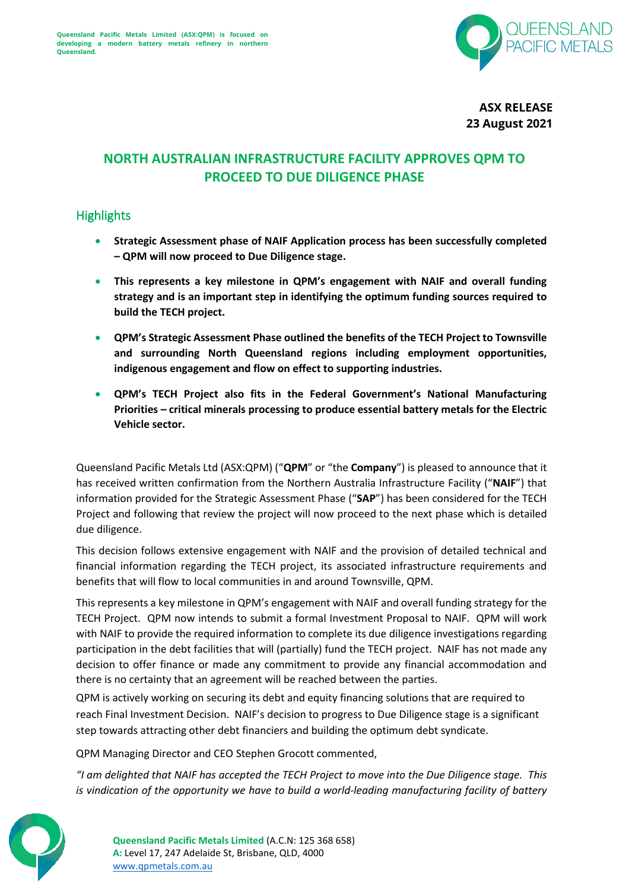Queensland Pacific Metals Limited (ASX:QPM) is focused on developing a modern battery metals refinery in northern Queensland.

**ASX RELEASE**
**23 August 2021**

# NORTH AUSTRALIAN INFRASTRUCTURE FACILITY APPROVES QPM TO PROCEED TO DUE DILIGENCE PHASE

## Highlights

- **Strategic Assessment phase of NAIF Application process has been successfully completed – QPM will now proceed to Due Diligence stage.**
- **This represents a key milestone in QPM's engagement with NAIF and overall funding strategy and is an important step in identifying the optimum funding sources required to build the TECH project.**
- **QPM's Strategic Assessment Phase outlined the benefits of the TECH Project to Townsville and surrounding North Queensland regions including employment opportunities, indigenous engagement and flow on effect to supporting industries.**
- **QPM's TECH Project also fits in the Federal Government's National Manufacturing Priorities – critical minerals processing to produce essential battery metals for the Electric Vehicle sector.**

Queensland Pacific Metals Ltd (ASX:QPM) ("**QPM**" or "the **Company**") is pleased to announce that it has received written confirmation from the Northern Australia Infrastructure Facility ("**NAIF**") that information provided for the Strategic Assessment Phase ("**SAP**") has been considered for the TECH Project and following that review the project will now proceed to the next phase which is detailed due diligence.

This decision follows extensive engagement with NAIF and the provision of detailed technical and financial information regarding the TECH project, its associated infrastructure requirements and benefits that will flow to local communities in and around Townsville, QPM.

This represents a key milestone in QPM's engagement with NAIF and overall funding strategy for the TECH Project. QPM now intends to submit a formal Investment Proposal to NAIF. QPM will work with NAIF to provide the required information to complete its due diligence investigations regarding participation in the debt facilities that will (partially) fund the TECH project. NAIF has not made any decision to offer finance or made any commitment to provide any financial accommodation and there is no certainty that an agreement will be reached between the parties.

QPM is actively working on securing its debt and equity financing solutions that are required to reach Final Investment Decision. NAIF's decision to progress to Due Diligence stage is a significant step towards attracting other debt financiers and building the optimum debt syndicate.

QPM Managing Director and CEO Stephen Grocott commented,

*"I am delighted that NAIF has accepted the TECH Project to move into the Due Diligence stage. This is vindication of the opportunity we have to build a world-leading manufacturing facility of battery*

**Queensland Pacific Metals Limited** (A.C.N: 125 368 658)
**A:** Level 17, 247 Adelaide St, Brisbane, QLD, 4000
www.qpmetals.com.au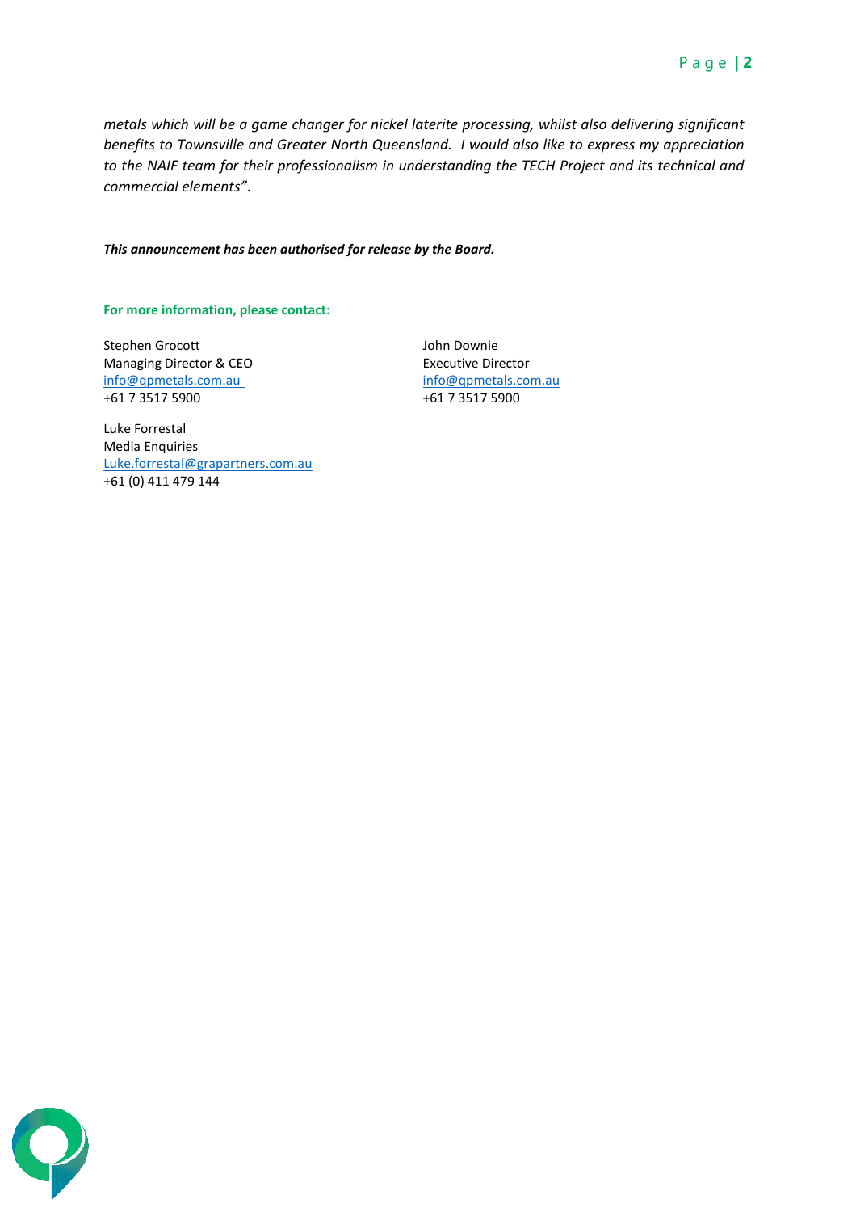*metals which will be a game changer for nickel laterite processing, whilst also delivering significant benefits to Townsville and Greater North Queensland. I would also like to express my appreciation to the NAIF team for their professionalism in understanding the TECH Project and its technical and commercial elements”*.

***This announcement has been authorised for release by the Board.***

**For more information, please contact:**

Stephen Grocott
Managing Director & CEO
info@qpmetals.com.au
+61 7 3517 5900

John Downie
Executive Director
info@qpmetals.com.au
+61 7 3517 5900

Luke Forrestal
Media Enquiries
Luke.forrestal@grapartners.com.au
+61 (0) 411 479 144